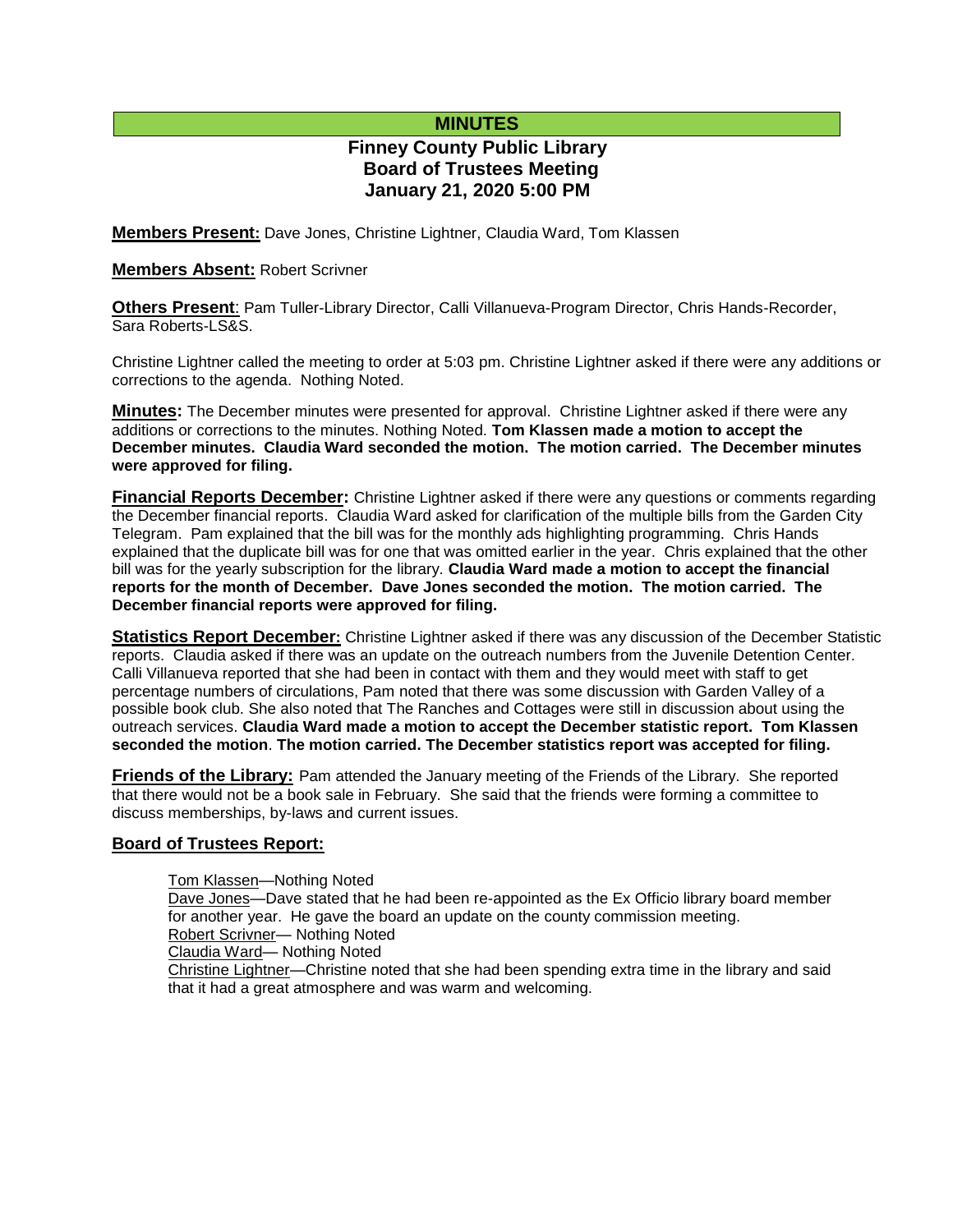# MINUTES

## Finney County Public Library
## Board of Trustees Meeting
## January 21, 2020 5:00 PM

**Members Present:** Dave Jones, Christine Lightner, Claudia Ward, Tom Klassen

**Members Absent:** Robert Scrivner

**Others Present**: Pam Tuller-Library Director, Calli Villanueva-Program Director, Chris Hands-Recorder, Sara Roberts-LS&S.

Christine Lightner called the meeting to order at 5:03 pm. Christine Lightner asked if there were any additions or corrections to the agenda. Nothing Noted.

**Minutes:** The December minutes were presented for approval. Christine Lightner asked if there were any additions or corrections to the minutes. Nothing Noted. **Tom Klassen made a motion to accept the December minutes. Claudia Ward seconded the motion. The motion carried. The December minutes were approved for filing.**

**Financial Reports December:** Christine Lightner asked if there were any questions or comments regarding the December financial reports. Claudia Ward asked for clarification of the multiple bills from the Garden City Telegram. Pam explained that the bill was for the monthly ads highlighting programming. Chris Hands explained that the duplicate bill was for one that was omitted earlier in the year. Chris explained that the other bill was for the yearly subscription for the library. **Claudia Ward made a motion to accept the financial reports for the month of December. Dave Jones seconded the motion. The motion carried. The December financial reports were approved for filing.**

**Statistics Report December:** Christine Lightner asked if there was any discussion of the December Statistic reports. Claudia asked if there was an update on the outreach numbers from the Juvenile Detention Center. Calli Villanueva reported that she had been in contact with them and they would meet with staff to get percentage numbers of circulations, Pam noted that there was some discussion with Garden Valley of a possible book club. She also noted that The Ranches and Cottages were still in discussion about using the outreach services. **Claudia Ward made a motion to accept the December statistic report. Tom Klassen seconded the motion**. **The motion carried. The December statistics report was accepted for filing.**

**Friends of the Library:** Pam attended the January meeting of the Friends of the Library. She reported that there would not be a book sale in February. She said that the friends were forming a committee to discuss memberships, by-laws and current issues.

**Board of Trustees Report:**

Tom Klassen—Nothing Noted

Dave Jones—Dave stated that he had been re-appointed as the Ex Officio library board member for another year. He gave the board an update on the county commission meeting.

Robert Scrivner— Nothing Noted

Claudia Ward— Nothing Noted

Christine Lightner—Christine noted that she had been spending extra time in the library and said that it had a great atmosphere and was warm and welcoming.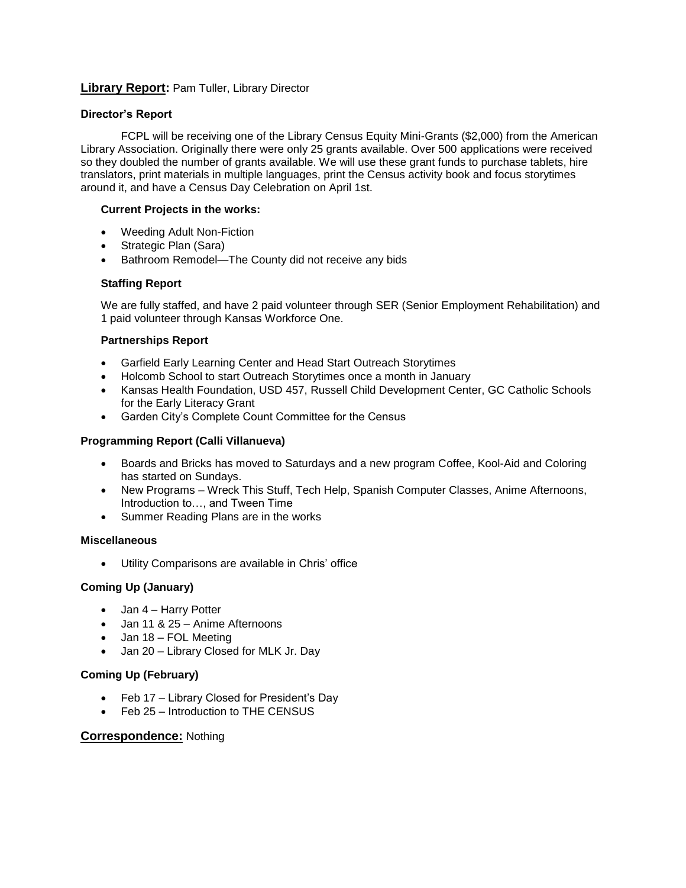**Library Report:** Pam Tuller, Library Director

**Director's Report**

FCPL will be receiving one of the Library Census Equity Mini-Grants ($2,000) from the American Library Association. Originally there were only 25 grants available. Over 500 applications were received so they doubled the number of grants available. We will use these grant funds to purchase tablets, hire translators, print materials in multiple languages, print the Census activity book and focus storytimes around it, and have a Census Day Celebration on April 1st.

**Current Projects in the works:**

- Weeding Adult Non-Fiction
- Strategic Plan (Sara)
- Bathroom Remodel—The County did not receive any bids

**Staffing Report**

We are fully staffed, and have 2 paid volunteer through SER (Senior Employment Rehabilitation) and 1 paid volunteer through Kansas Workforce One.

**Partnerships Report**

- Garfield Early Learning Center and Head Start Outreach Storytimes
- Holcomb School to start Outreach Storytimes once a month in January
- Kansas Health Foundation, USD 457, Russell Child Development Center, GC Catholic Schools for the Early Literacy Grant
- Garden City's Complete Count Committee for the Census

**Programming Report (Calli Villanueva)**

- Boards and Bricks has moved to Saturdays and a new program Coffee, Kool-Aid and Coloring has started on Sundays.
- New Programs – Wreck This Stuff, Tech Help, Spanish Computer Classes, Anime Afternoons, Introduction to…, and Tween Time
- Summer Reading Plans are in the works

**Miscellaneous**

- Utility Comparisons are available in Chris' office

**Coming Up (January)**

- Jan 4 – Harry Potter
- Jan 11 & 25 – Anime Afternoons
- Jan 18 – FOL Meeting
- Jan 20 – Library Closed for MLK Jr. Day

**Coming Up (February)**

- Feb 17 – Library Closed for President's Day
- Feb 25 – Introduction to THE CENSUS

**Correspondence:** Nothing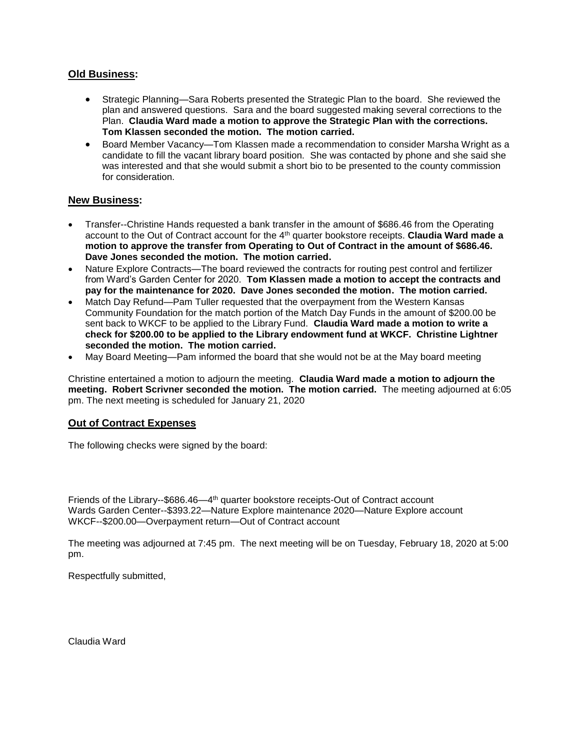## Old Business:

- Strategic Planning—Sara Roberts presented the Strategic Plan to the board. She reviewed the plan and answered questions. Sara and the board suggested making several corrections to the Plan. **Claudia Ward made a motion to approve the Strategic Plan with the corrections. Tom Klassen seconded the motion. The motion carried.**
- Board Member Vacancy—Tom Klassen made a recommendation to consider Marsha Wright as a candidate to fill the vacant library board position. She was contacted by phone and she said she was interested and that she would submit a short bio to be presented to the county commission for consideration.

## New Business:

- Transfer--Christine Hands requested a bank transfer in the amount of $686.46 from the Operating account to the Out of Contract account for the 4th quarter bookstore receipts. **Claudia Ward made a motion to approve the transfer from Operating to Out of Contract in the amount of $686.46. Dave Jones seconded the motion. The motion carried.**
- Nature Explore Contracts—The board reviewed the contracts for routing pest control and fertilizer from Ward's Garden Center for 2020. **Tom Klassen made a motion to accept the contracts and pay for the maintenance for 2020. Dave Jones seconded the motion. The motion carried.**
- Match Day Refund—Pam Tuller requested that the overpayment from the Western Kansas Community Foundation for the match portion of the Match Day Funds in the amount of $200.00 be sent back to WKCF to be applied to the Library Fund. **Claudia Ward made a motion to write a check for $200.00 to be applied to the Library endowment fund at WKCF. Christine Lightner seconded the motion. The motion carried.**
- May Board Meeting—Pam informed the board that she would not be at the May board meeting

Christine entertained a motion to adjourn the meeting. **Claudia Ward made a motion to adjourn the meeting. Robert Scrivner seconded the motion. The motion carried.** The meeting adjourned at 6:05 pm. The next meeting is scheduled for January 21, 2020

## Out of Contract Expenses

The following checks were signed by the board:

Friends of the Library--$686.46—4th quarter bookstore receipts-Out of Contract account
Wards Garden Center--$393.22—Nature Explore maintenance 2020—Nature Explore account
WKCF--$200.00—Overpayment return—Out of Contract account

The meeting was adjourned at 7:45 pm. The next meeting will be on Tuesday, February 18, 2020 at 5:00 pm.

Respectfully submitted,

Claudia Ward